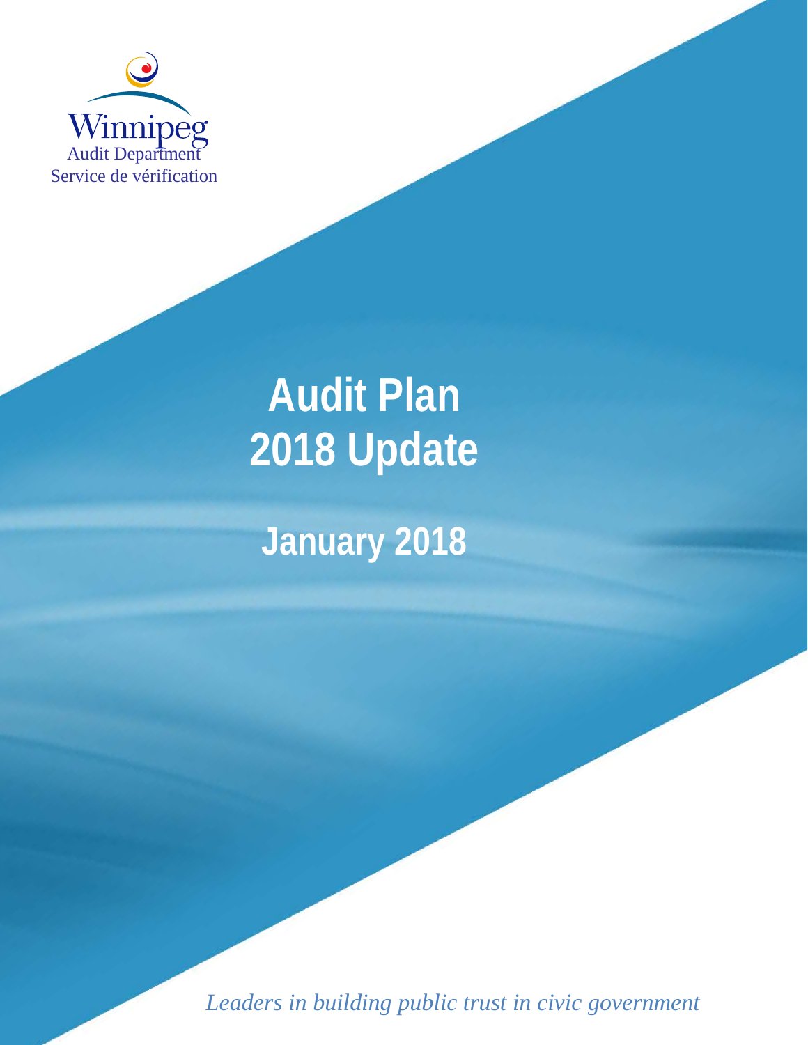Winnipeg
Audit Department
Service de vérification

# Audit Plan 2018 Update

## January 2018

*Leaders in building public trust in civic government*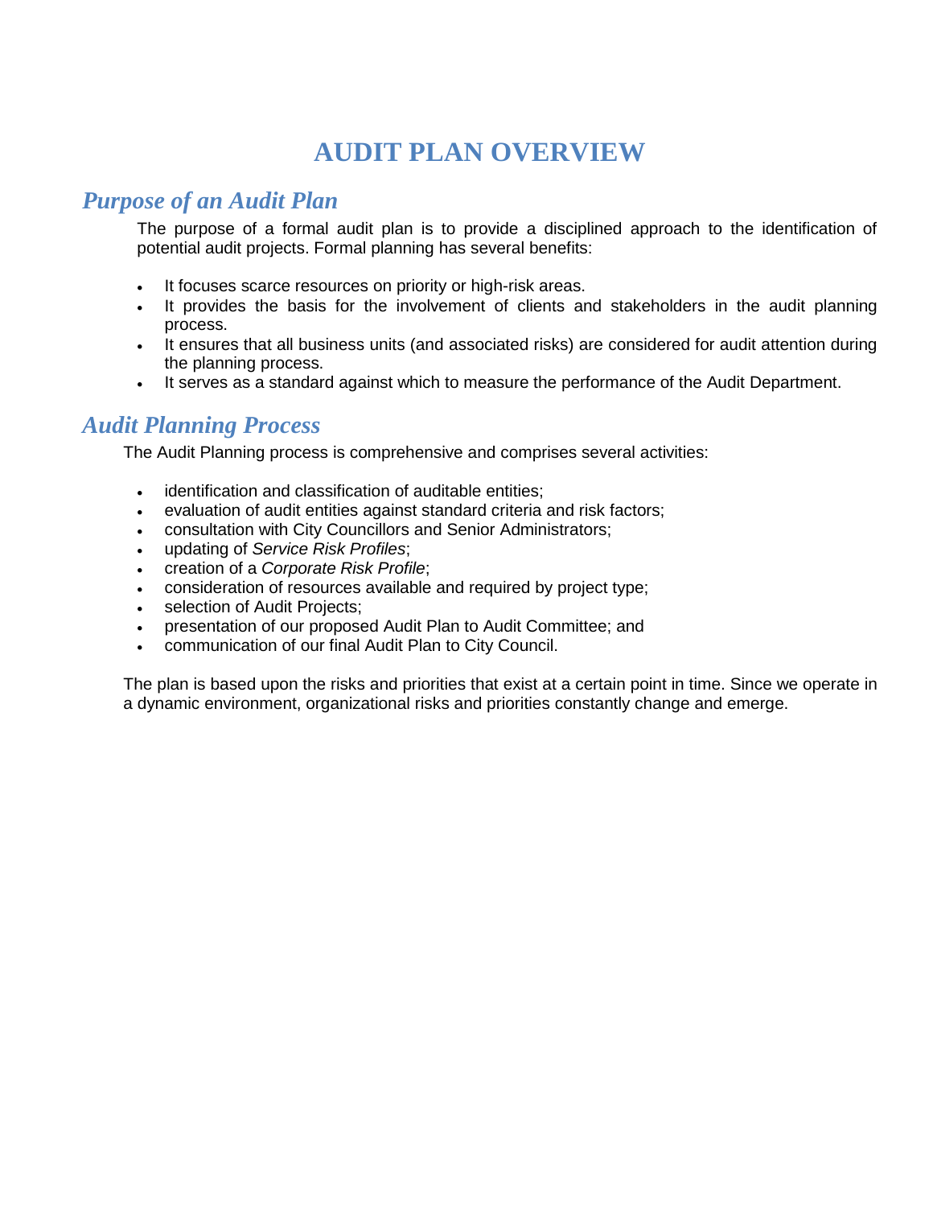# AUDIT PLAN OVERVIEW

## *Purpose of an Audit Plan*

The purpose of a formal audit plan is to provide a disciplined approach to the identification of potential audit projects. Formal planning has several benefits:

- It focuses scarce resources on priority or high-risk areas.
- It provides the basis for the involvement of clients and stakeholders in the audit planning process.
- It ensures that all business units (and associated risks) are considered for audit attention during the planning process.
- It serves as a standard against which to measure the performance of the Audit Department.

## *Audit Planning Process*

The Audit Planning process is comprehensive and comprises several activities:

- identification and classification of auditable entities;
- evaluation of audit entities against standard criteria and risk factors;
- consultation with City Councillors and Senior Administrators;
- updating of *Service Risk Profiles*;
- creation of a *Corporate Risk Profile*;
- consideration of resources available and required by project type;
- selection of Audit Projects;
- presentation of our proposed Audit Plan to Audit Committee; and
- communication of our final Audit Plan to City Council.

The plan is based upon the risks and priorities that exist at a certain point in time. Since we operate in a dynamic environment, organizational risks and priorities constantly change and emerge.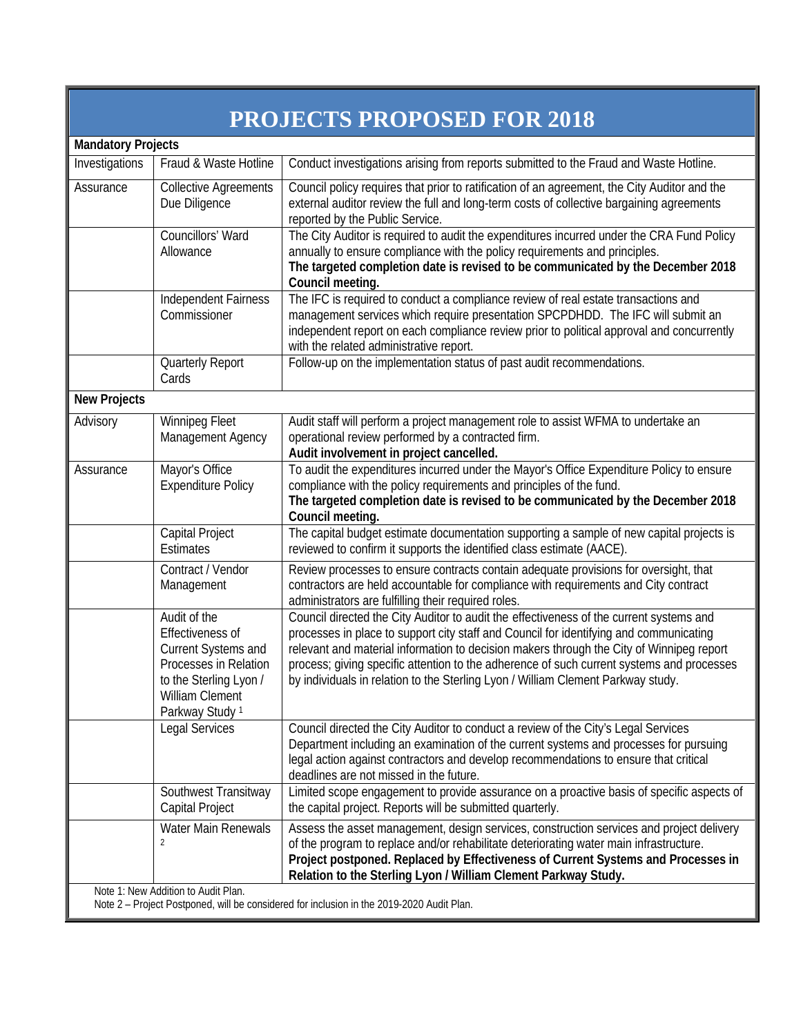# PROJECTS PROPOSED FOR 2018

| | | |
|---|---|---|
| **Mandatory Projects** | | |
| Investigations | Fraud & Waste Hotline | Conduct investigations arising from reports submitted to the Fraud and Waste Hotline. |
| Assurance | Collective Agreements Due Diligence | Council policy requires that prior to ratification of an agreement, the City Auditor and the external auditor review the full and long-term costs of collective bargaining agreements reported by the Public Service. |
| | Councillors' Ward Allowance | The City Auditor is required to audit the expenditures incurred under the CRA Fund Policy annually to ensure compliance with the policy requirements and principles. **The targeted completion date is revised to be communicated by the December 2018 Council meeting.** |
| | Independent Fairness Commissioner | The IFC is required to conduct a compliance review of real estate transactions and management services which require presentation SPCPDHDD. The IFC will submit an independent report on each compliance review prior to political approval and concurrently with the related administrative report. |
| | Quarterly Report Cards | Follow-up on the implementation status of past audit recommendations. |
| **New Projects** | | |
| Advisory | Winnipeg Fleet Management Agency | Audit staff will perform a project management role to assist WFMA to undertake an operational review performed by a contracted firm. **Audit involvement in project cancelled.** |
| Assurance | Mayor's Office Expenditure Policy | To audit the expenditures incurred under the Mayor's Office Expenditure Policy to ensure compliance with the policy requirements and principles of the fund. **The targeted completion date is revised to be communicated by the December 2018 Council meeting.** |
| | Capital Project Estimates | The capital budget estimate documentation supporting a sample of new capital projects is reviewed to confirm it supports the identified class estimate (AACE). |
| | Contract / Vendor Management | Review processes to ensure contracts contain adequate provisions for oversight, that contractors are held accountable for compliance with requirements and City contract administrators are fulfilling their required roles. |
| | Audit of the Effectiveness of Current Systems and Processes in Relation to the Sterling Lyon / William Clement Parkway Study [1] | Council directed the City Auditor to audit the effectiveness of the current systems and processes in place to support city staff and Council for identifying and communicating relevant and material information to decision makers through the City of Winnipeg report process; giving specific attention to the adherence of such current systems and processes by individuals in relation to the Sterling Lyon / William Clement Parkway study. |
| | Legal Services | Council directed the City Auditor to conduct a review of the City's Legal Services Department including an examination of the current systems and processes for pursuing legal action against contractors and develop recommendations to ensure that critical deadlines are not missed in the future. |
| | Southwest Transitway Capital Project | Limited scope engagement to provide assurance on a proactive basis of specific aspects of the capital project. Reports will be submitted quarterly. |
| | Water Main Renewals [2] | Assess the asset management, design services, construction services and project delivery of the program to replace and/or rehabilitate deteriorating water main infrastructure. **Project postponed. Replaced by Effectiveness of Current Systems and Processes in Relation to the Sterling Lyon / William Clement Parkway Study.** |

Note 1: New Addition to Audit Plan.
Note 2 – Project Postponed, will be considered for inclusion in the 2019-2020 Audit Plan.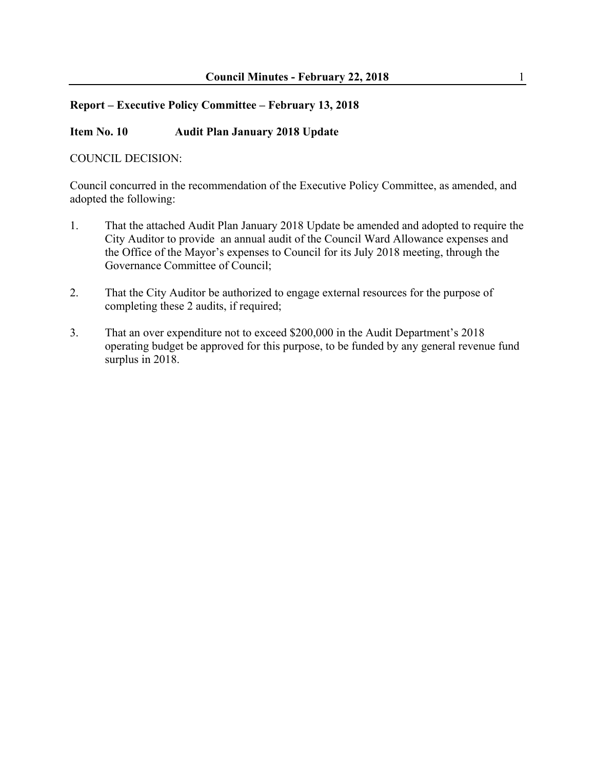**Report – Executive Policy Committee – February 13, 2018**

**Item No. 10 Audit Plan January 2018 Update**

COUNCIL DECISION:

Council concurred in the recommendation of the Executive Policy Committee, as amended, and adopted the following:

1. That the attached Audit Plan January 2018 Update be amended and adopted to require the City Auditor to provide an annual audit of the Council Ward Allowance expenses and the Office of the Mayor's expenses to Council for its July 2018 meeting, through the Governance Committee of Council;

2. That the City Auditor be authorized to engage external resources for the purpose of completing these 2 audits, if required;

3. That an over expenditure not to exceed $200,000 in the Audit Department's 2018 operating budget be approved for this purpose, to be funded by any general revenue fund surplus in 2018.